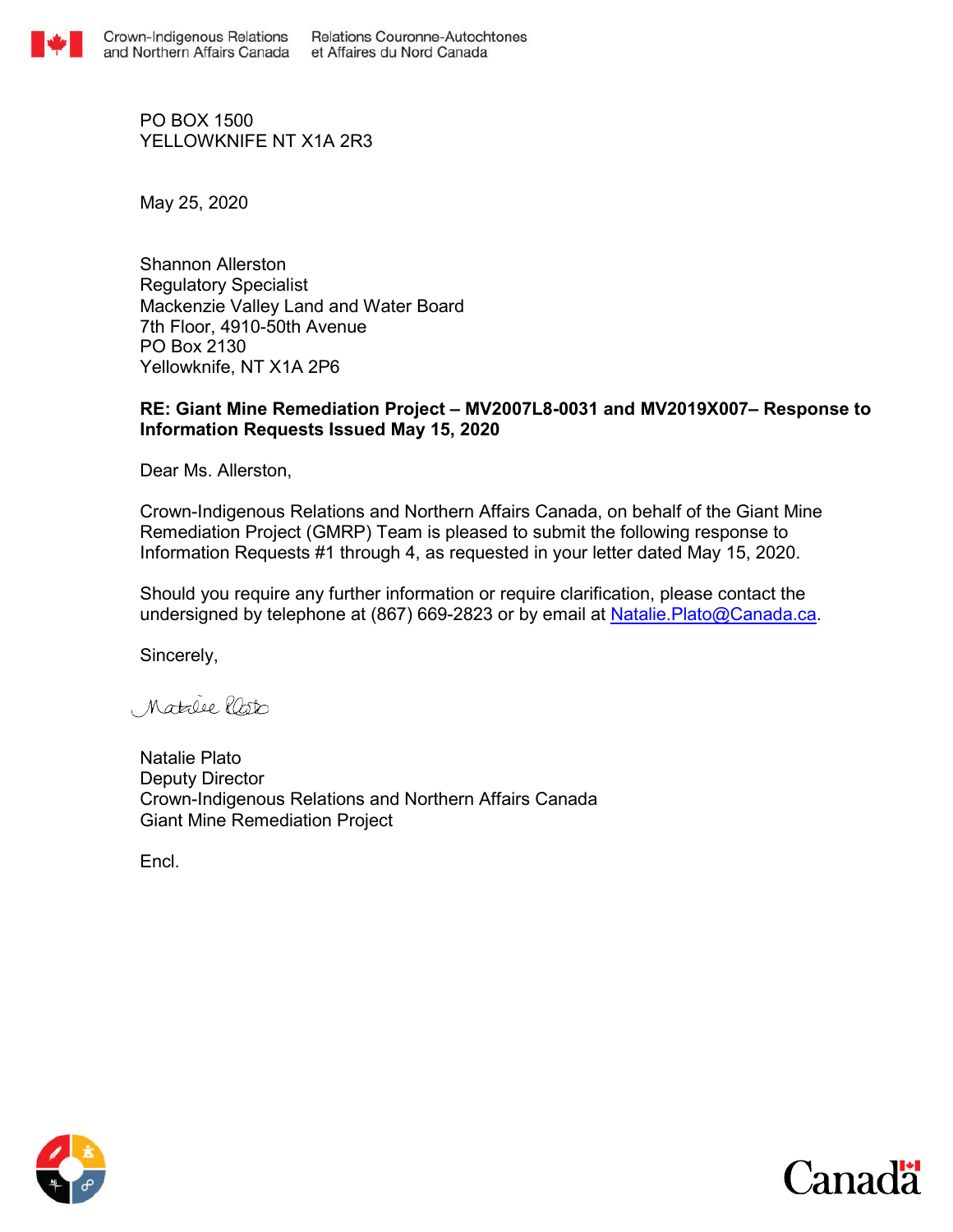Crown-Indigenous Relations and Northern Affairs Canada | Relations Couronne-Autochtones et Affaires du Nord Canada

PO BOX 1500
YELLOWKNIFE NT X1A 2R3

May 25, 2020

Shannon Allerston
Regulatory Specialist
Mackenzie Valley Land and Water Board
7th Floor, 4910-50th Avenue
PO Box 2130
Yellowknife, NT X1A 2P6

**RE: Giant Mine Remediation Project – MV2007L8-0031 and MV2019X007– Response to Information Requests Issued May 15, 2020**

Dear Ms. Allerston,

Crown-Indigenous Relations and Northern Affairs Canada, on behalf of the Giant Mine Remediation Project (GMRP) Team is pleased to submit the following response to Information Requests #1 through 4, as requested in your letter dated May 15, 2020.

Should you require any further information or require clarification, please contact the undersigned by telephone at (867) 669-2823 or by email at Natalie.Plato@Canada.ca.

Sincerely,

Natalie Plato

Natalie Plato
Deputy Director
Crown-Indigenous Relations and Northern Affairs Canada
Giant Mine Remediation Project

Encl.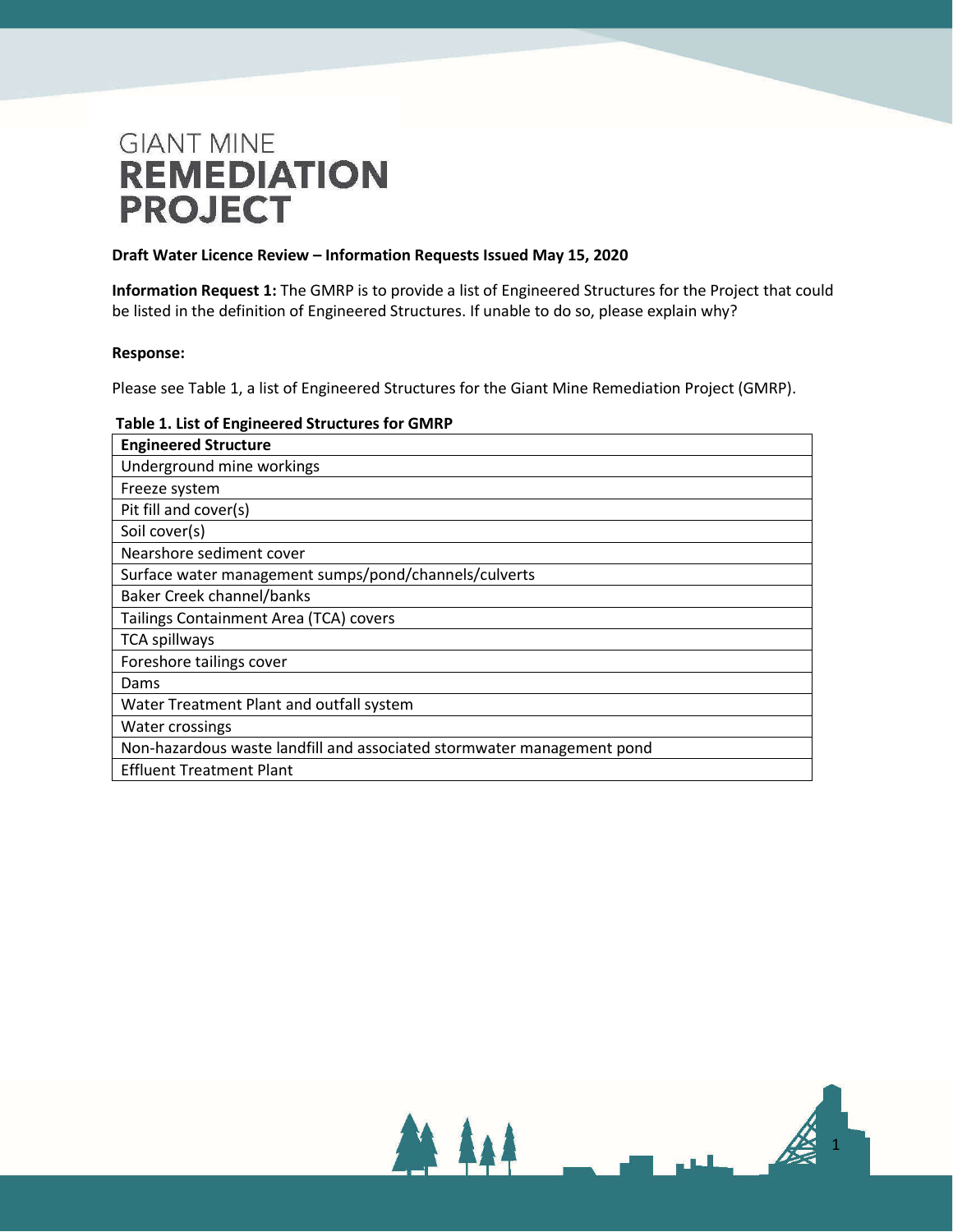# GIANT MINE REMEDIATION PROJECT

**Draft Water Licence Review – Information Requests Issued May 15, 2020**

**Information Request 1:** The GMRP is to provide a list of Engineered Structures for the Project that could be listed in the definition of Engineered Structures. If unable to do so, please explain why?

**Response:**

Please see Table 1, a list of Engineered Structures for the Giant Mine Remediation Project (GMRP).

**Table 1. List of Engineered Structures for GMRP**

| Engineered Structure |
| --- |
| Underground mine workings |
| Freeze system |
| Pit fill and cover(s) |
| Soil cover(s) |
| Nearshore sediment cover |
| Surface water management sumps/pond/channels/culverts |
| Baker Creek channel/banks |
| Tailings Containment Area (TCA) covers |
| TCA spillways |
| Foreshore tailings cover |
| Dams |
| Water Treatment Plant and outfall system |
| Water crossings |
| Non-hazardous waste landfill and associated stormwater management pond |
| Effluent Treatment Plant |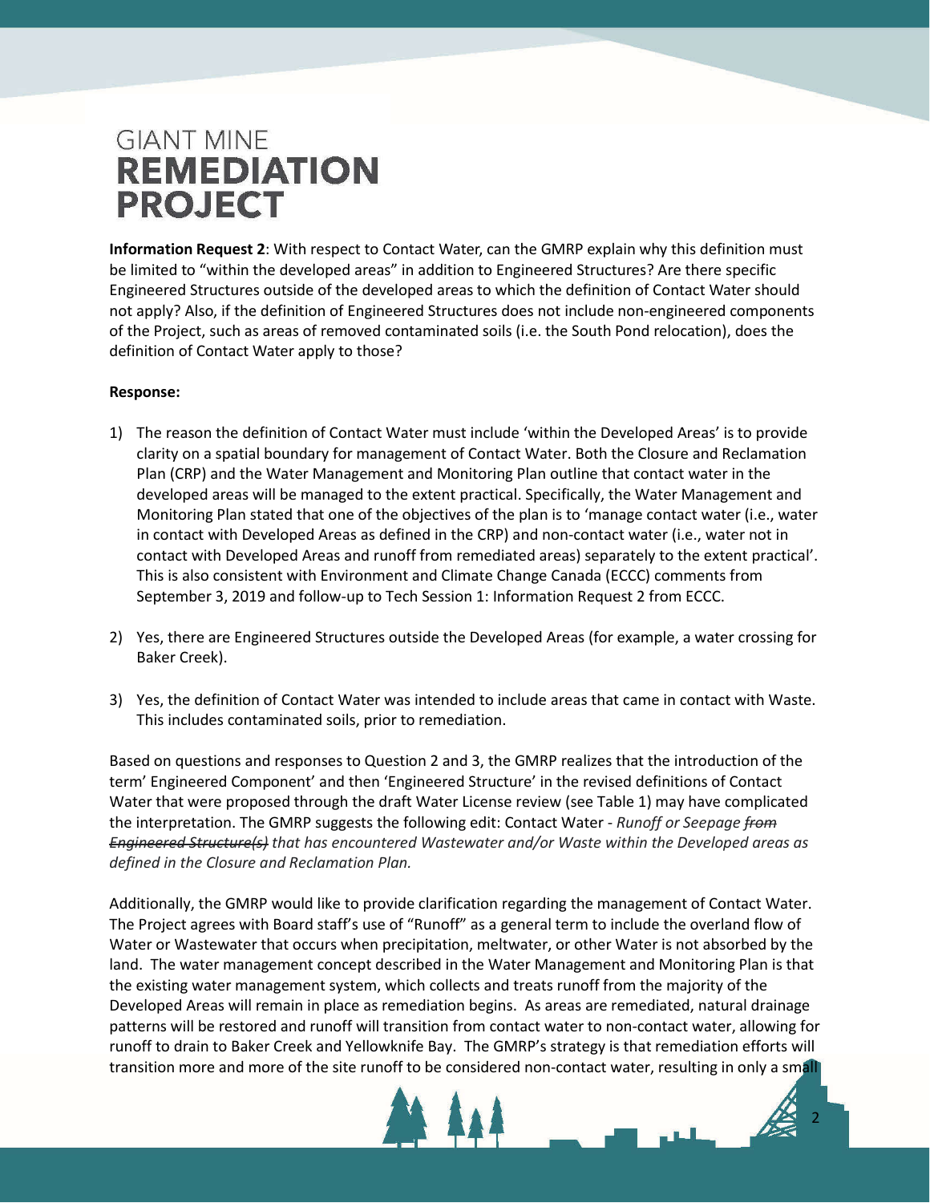**Information Request 2**: With respect to Contact Water, can the GMRP explain why this definition must be limited to "within the developed areas" in addition to Engineered Structures? Are there specific Engineered Structures outside of the developed areas to which the definition of Contact Water should not apply? Also, if the definition of Engineered Structures does not include non-engineered components of the Project, such as areas of removed contaminated soils (i.e. the South Pond relocation), does the definition of Contact Water apply to those?

**Response:**

1) The reason the definition of Contact Water must include 'within the Developed Areas' is to provide clarity on a spatial boundary for management of Contact Water. Both the Closure and Reclamation Plan (CRP) and the Water Management and Monitoring Plan outline that contact water in the developed areas will be managed to the extent practical. Specifically, the Water Management and Monitoring Plan stated that one of the objectives of the plan is to 'manage contact water (i.e., water in contact with Developed Areas as defined in the CRP) and non-contact water (i.e., water not in contact with Developed Areas and runoff from remediated areas) separately to the extent practical'. This is also consistent with Environment and Climate Change Canada (ECCC) comments from September 3, 2019 and follow-up to Tech Session 1: Information Request 2 from ECCC.

2) Yes, there are Engineered Structures outside the Developed Areas (for example, a water crossing for Baker Creek).

3) Yes, the definition of Contact Water was intended to include areas that came in contact with Waste. This includes contaminated soils, prior to remediation.

Based on questions and responses to Question 2 and 3, the GMRP realizes that the introduction of the term' Engineered Component' and then 'Engineered Structure' in the revised definitions of Contact Water that were proposed through the draft Water License review (see Table 1) may have complicated the interpretation. The GMRP suggests the following edit: Contact Water - *Runoff or Seepage ~~from Engineered Structure(s)~~ that has encountered Wastewater and/or Waste within the Developed areas as defined in the Closure and Reclamation Plan.*

Additionally, the GMRP would like to provide clarification regarding the management of Contact Water. The Project agrees with Board staff's use of "Runoff" as a general term to include the overland flow of Water or Wastewater that occurs when precipitation, meltwater, or other Water is not absorbed by the land. The water management concept described in the Water Management and Monitoring Plan is that the existing water management system, which collects and treats runoff from the majority of the Developed Areas will remain in place as remediation begins. As areas are remediated, natural drainage patterns will be restored and runoff will transition from contact water to non-contact water, allowing for runoff to drain to Baker Creek and Yellowknife Bay. The GMRP's strategy is that remediation efforts will transition more and more of the site runoff to be considered non-contact water, resulting in only a small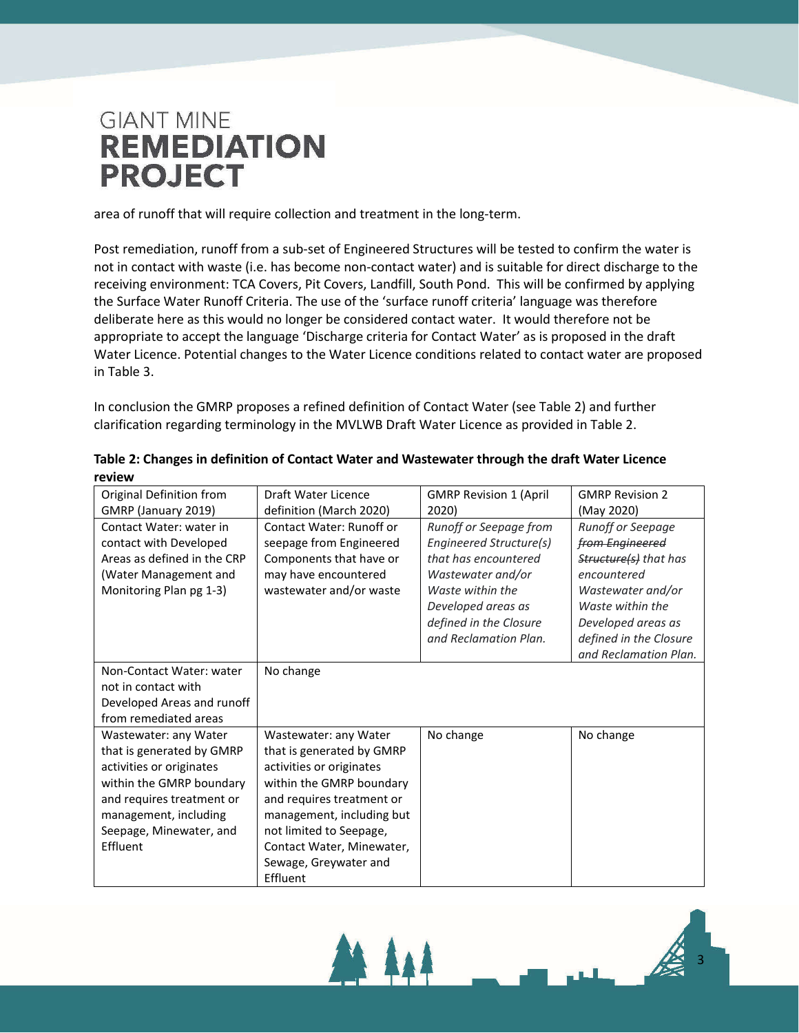area of runoff that will require collection and treatment in the long-term.

Post remediation, runoff from a sub-set of Engineered Structures will be tested to confirm the water is not in contact with waste (i.e. has become non-contact water) and is suitable for direct discharge to the receiving environment: TCA Covers, Pit Covers, Landfill, South Pond. This will be confirmed by applying the Surface Water Runoff Criteria. The use of the 'surface runoff criteria' language was therefore deliberate here as this would no longer be considered contact water. It would therefore not be appropriate to accept the language 'Discharge criteria for Contact Water' as is proposed in the draft Water Licence. Potential changes to the Water Licence conditions related to contact water are proposed in Table 3.

In conclusion the GMRP proposes a refined definition of Contact Water (see Table 2) and further clarification regarding terminology in the MVLWB Draft Water Licence as provided in Table 2.

**Table 2: Changes in definition of Contact Water and Wastewater through the draft Water Licence review**

| Original Definition from GMRP (January 2019) | Draft Water Licence definition (March 2020) | GMRP Revision 1 (April 2020) | GMRP Revision 2 (May 2020) |
|---|---|---|---|
| Contact Water: water in contact with Developed Areas as defined in the CRP (Water Management and Monitoring Plan pg 1-3) | Contact Water: Runoff or seepage from Engineered Components that have or may have encountered wastewater and/or waste | *Runoff or Seepage from Engineered Structure(s) that has encountered Wastewater and/or Waste within the Developed areas as defined in the Closure and Reclamation Plan.* | *Runoff or Seepage ~~from Engineered Structure(s)~~ that has encountered Wastewater and/or Waste within the Developed areas as defined in the Closure and Reclamation Plan.* |
| Non-Contact Water: water not in contact with Developed Areas and runoff from remediated areas | No change | | |
| Wastewater: any Water that is generated by GMRP activities or originates within the GMRP boundary and requires treatment or management, including Seepage, Minewater, and Effluent | Wastewater: any Water that is generated by GMRP activities or originates within the GMRP boundary and requires treatment or management, including but not limited to Seepage, Contact Water, Minewater, Sewage, Greywater and Effluent | No change | No change |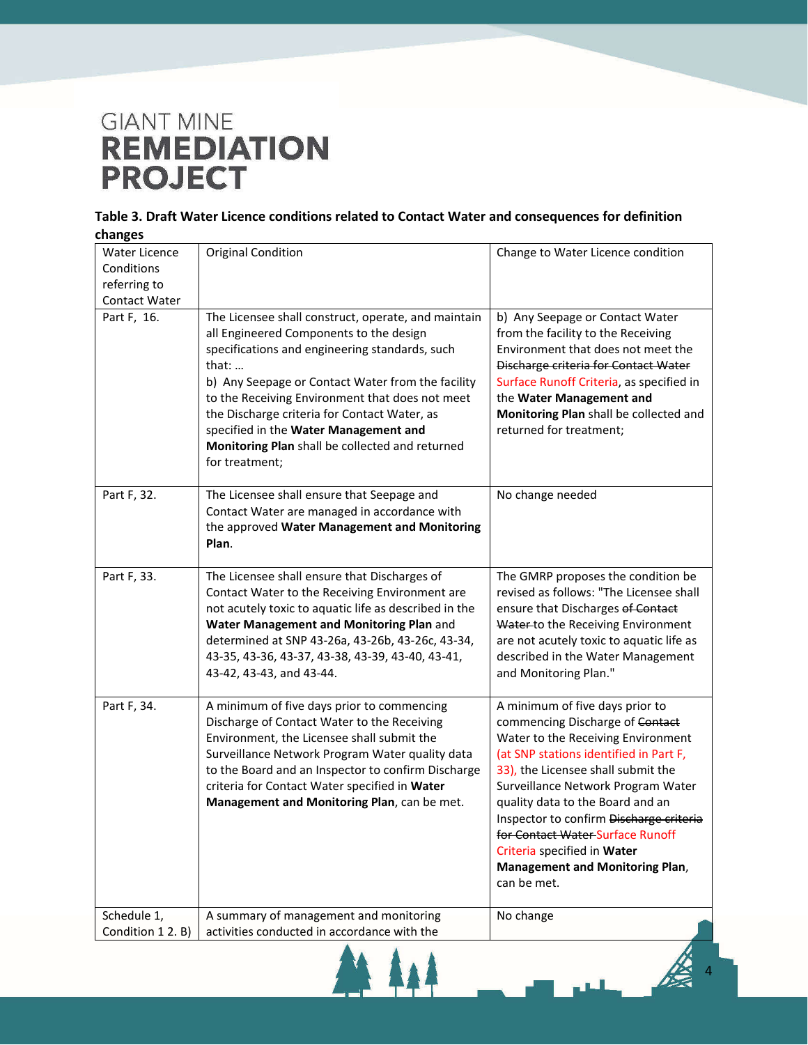**Table 3. Draft Water Licence conditions related to Contact Water and consequences for definition changes**

| Water Licence Conditions referring to Contact Water | Original Condition | Change to Water Licence condition |
|---|---|---|
| Part F, 16. | The Licensee shall construct, operate, and maintain all Engineered Components to the design specifications and engineering standards, such that: … b) Any Seepage or Contact Water from the facility to the Receiving Environment that does not meet the Discharge criteria for Contact Water, as specified in the **Water Management and Monitoring Plan** shall be collected and returned for treatment; | b) Any Seepage or Contact Water from the facility to the Receiving Environment that does not meet the ~~Discharge criteria for Contact Water~~ Surface Runoff Criteria, as specified in the **Water Management and Monitoring Plan** shall be collected and returned for treatment; |
| Part F, 32. | The Licensee shall ensure that Seepage and Contact Water are managed in accordance with the approved **Water Management and Monitoring Plan**. | No change needed |
| Part F, 33. | The Licensee shall ensure that Discharges of Contact Water to the Receiving Environment are not acutely toxic to aquatic life as described in the **Water Management and Monitoring Plan** and determined at SNP 43-26a, 43-26b, 43-26c, 43-34, 43-35, 43-36, 43-37, 43-38, 43-39, 43-40, 43-41, 43-42, 43-43, and 43-44. | The GMRP proposes the condition be revised as follows: "The Licensee shall ensure that Discharges ~~of Contact Water~~ to the Receiving Environment are not acutely toxic to aquatic life as described in the Water Management and Monitoring Plan." |
| Part F, 34. | A minimum of five days prior to commencing Discharge of Contact Water to the Receiving Environment, the Licensee shall submit the Surveillance Network Program Water quality data to the Board and an Inspector to confirm Discharge criteria for Contact Water specified in **Water Management and Monitoring Plan**, can be met. | A minimum of five days prior to commencing Discharge of ~~Contact~~ Water to the Receiving Environment (at SNP stations identified in Part F, 33), the Licensee shall submit the Surveillance Network Program Water quality data to the Board and an Inspector to confirm ~~Discharge criteria for Contact Water~~ Surface Runoff Criteria specified in **Water Management and Monitoring Plan**, can be met. |
| Schedule 1, Condition 1 2. B) | A summary of management and monitoring activities conducted in accordance with the | No change |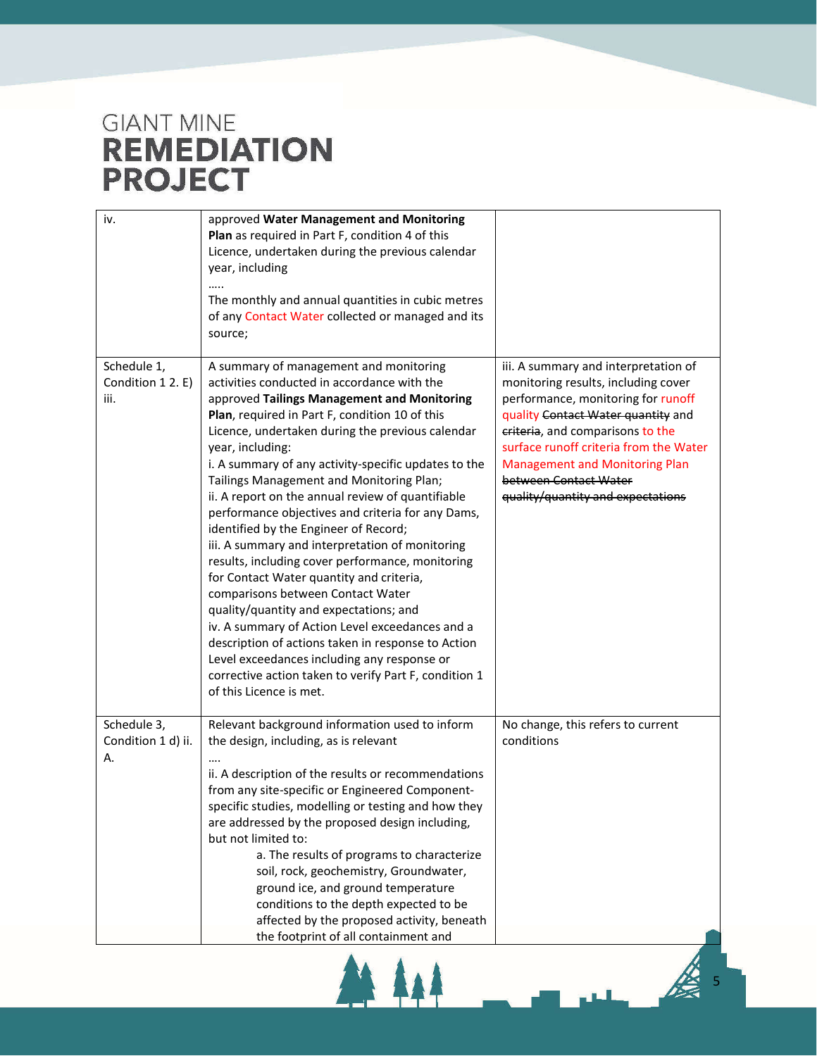| iv. | approved **Water Management and Monitoring Plan** as required in Part F, condition 4 of this Licence, undertaken during the previous calendar year, including<br>…..<br>The monthly and annual quantities in cubic metres of any Contact Water collected or managed and its source; | |
|---|---|---|
| Schedule 1, Condition 1 2. E) iii. | A summary of management and monitoring activities conducted in accordance with the approved **Tailings Management and Monitoring Plan**, required in Part F, condition 10 of this Licence, undertaken during the previous calendar year, including:<br>i. A summary of any activity-specific updates to the Tailings Management and Monitoring Plan;<br>ii. A report on the annual review of quantifiable performance objectives and criteria for any Dams, identified by the Engineer of Record;<br>iii. A summary and interpretation of monitoring results, including cover performance, monitoring for Contact Water quantity and criteria, comparisons between Contact Water quality/quantity and expectations; and<br>iv. A summary of Action Level exceedances and a description of actions taken in response to Action Level exceedances including any response or corrective action taken to verify Part F, condition 1 of this Licence is met. | iii. A summary and interpretation of monitoring results, including cover performance, monitoring for runoff quality ~~Contact Water quantity~~ and ~~criteria~~, and comparisons to the surface runoff criteria from the Water Management and Monitoring Plan ~~between Contact Water quality/quantity and expectations~~ |
| Schedule 3, Condition 1 d) ii. A. | Relevant background information used to inform the design, including, as is relevant<br>….<br>ii. A description of the results or recommendations from any site-specific or Engineered Component-specific studies, modelling or testing and how they are addressed by the proposed design including, but not limited to:<br>a. The results of programs to characterize soil, rock, geochemistry, Groundwater, ground ice, and ground temperature conditions to the depth expected to be affected by the proposed activity, beneath the footprint of all containment and | No change, this refers to current conditions |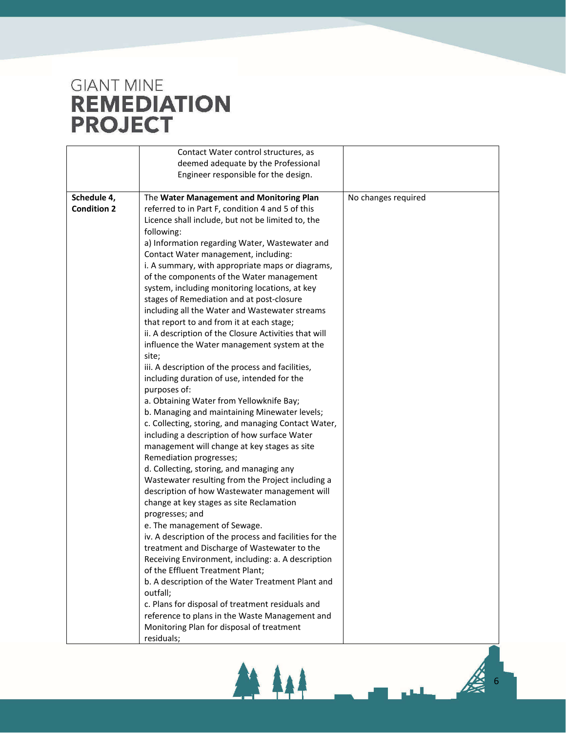|  |  |  |
|---|---|---|
|  | Contact Water control structures, as deemed adequate by the Professional Engineer responsible for the design. |  |
| **Schedule 4, Condition 2** | The **Water Management and Monitoring Plan** referred to in Part F, condition 4 and 5 of this Licence shall include, but not be limited to, the following:<br>a) Information regarding Water, Wastewater and Contact Water management, including:<br>i. A summary, with appropriate maps or diagrams, of the components of the Water management system, including monitoring locations, at key stages of Remediation and at post-closure including all the Water and Wastewater streams that report to and from it at each stage;<br>ii. A description of the Closure Activities that will influence the Water management system at the site;<br>iii. A description of the process and facilities, including duration of use, intended for the purposes of:<br>a. Obtaining Water from Yellowknife Bay;<br>b. Managing and maintaining Minewater levels;<br>c. Collecting, storing, and managing Contact Water, including a description of how surface Water management will change at key stages as site Remediation progresses;<br>d. Collecting, storing, and managing any Wastewater resulting from the Project including a description of how Wastewater management will change at key stages as site Reclamation progresses; and<br>e. The management of Sewage.<br>iv. A description of the process and facilities for the treatment and Discharge of Wastewater to the Receiving Environment, including: a. A description of the Effluent Treatment Plant;<br>b. A description of the Water Treatment Plant and outfall;<br>c. Plans for disposal of treatment residuals and reference to plans in the Waste Management and Monitoring Plan for disposal of treatment residuals; | No changes required |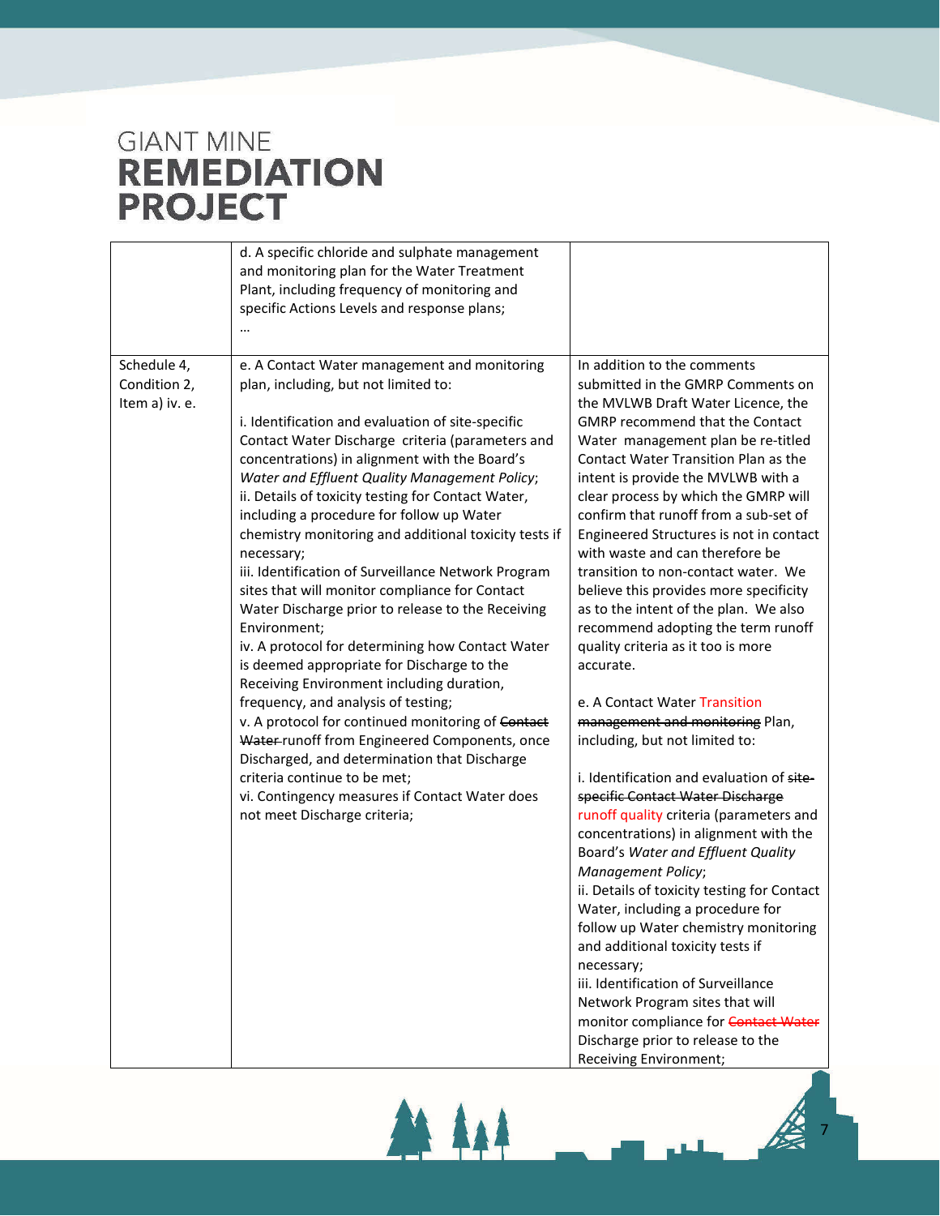| | | |
|---|---|---|
| | d. A specific chloride and sulphate management and monitoring plan for the Water Treatment Plant, including frequency of monitoring and specific Actions Levels and response plans;<br>… | |
| Schedule 4, Condition 2, Item a) iv. e. | e. A Contact Water management and monitoring plan, including, but not limited to:<br><br>i. Identification and evaluation of site-specific Contact Water Discharge criteria (parameters and concentrations) in alignment with the Board's *Water and Effluent Quality Management Policy*;<br>ii. Details of toxicity testing for Contact Water, including a procedure for follow up Water chemistry monitoring and additional toxicity tests if necessary;<br>iii. Identification of Surveillance Network Program sites that will monitor compliance for Contact Water Discharge prior to release to the Receiving Environment;<br>iv. A protocol for determining how Contact Water is deemed appropriate for Discharge to the Receiving Environment including duration, frequency, and analysis of testing;<br>v. A protocol for continued monitoring of ~~Contact Water~~ runoff from Engineered Components, once Discharged, and determination that Discharge criteria continue to be met;<br>vi. Contingency measures if Contact Water does not meet Discharge criteria; | In addition to the comments submitted in the GMRP Comments on the MVLWB Draft Water Licence, the GMRP recommend that the Contact Water management plan be re-titled Contact Water Transition Plan as the intent is provide the MVLWB with a clear process by which the GMRP will confirm that runoff from a sub-set of Engineered Structures is not in contact with waste and can therefore be transition to non-contact water. We believe this provides more specificity as to the intent of the plan. We also recommend adopting the term runoff quality criteria as it too is more accurate.<br><br>e. A Contact Water Transition ~~management and monitoring~~ Plan, including, but not limited to:<br><br>i. Identification and evaluation of ~~site-specific Contact Water Discharge~~ runoff quality criteria (parameters and concentrations) in alignment with the Board's *Water and Effluent Quality Management Policy*;<br>ii. Details of toxicity testing for Contact Water, including a procedure for follow up Water chemistry monitoring and additional toxicity tests if necessary;<br>iii. Identification of Surveillance Network Program sites that will monitor compliance for ~~Contact Water~~ Discharge prior to release to the Receiving Environment; |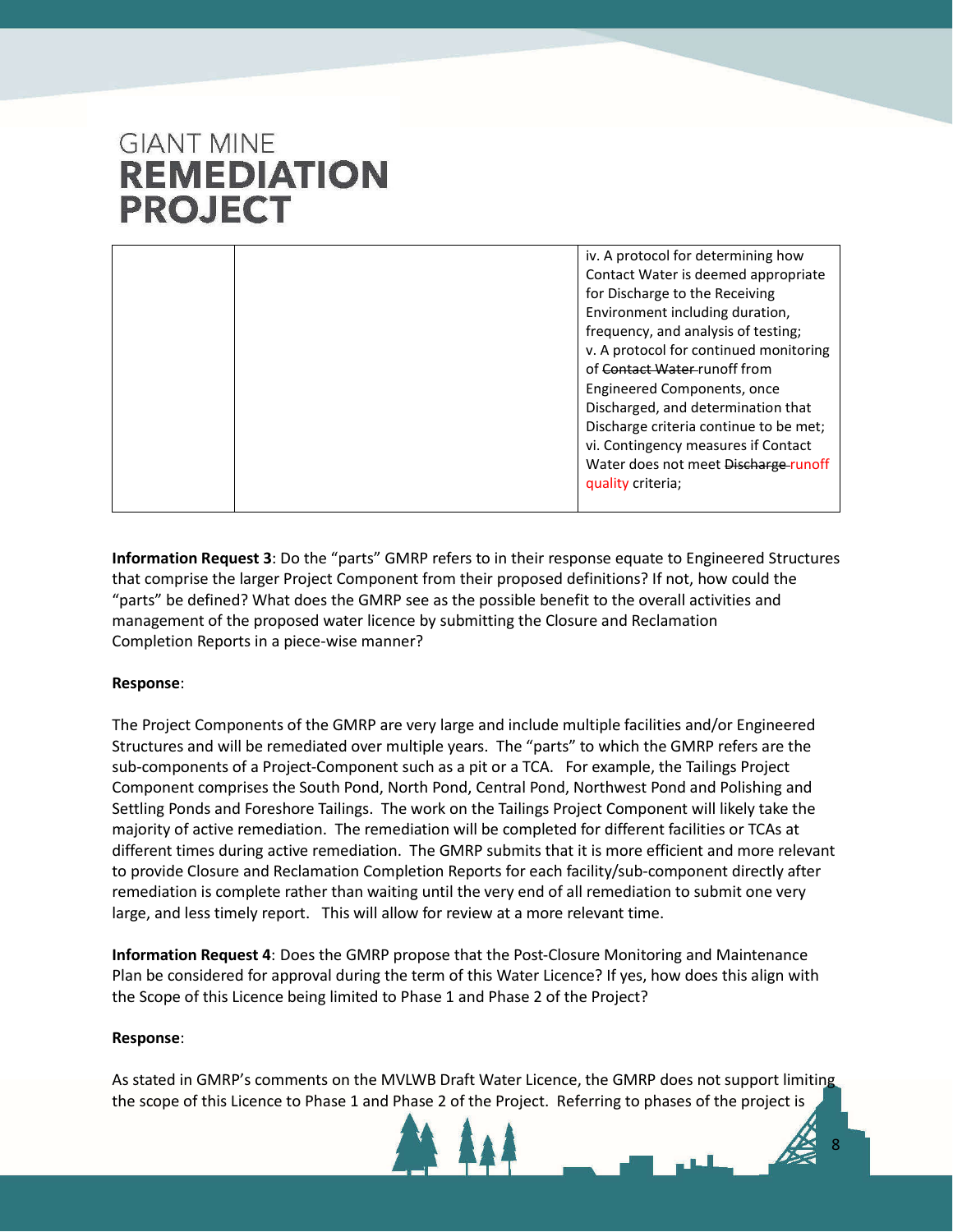| | | iv. A protocol for determining how Contact Water is deemed appropriate for Discharge to the Receiving Environment including duration, frequency, and analysis of testing;<br>v. A protocol for continued monitoring of ~~Contact Water~~ runoff from Engineered Components, once Discharged, and determination that Discharge criteria continue to be met;<br>vi. Contingency measures if Contact Water does not meet ~~Discharge~~ runoff quality criteria; |
|---|---|---|

**Information Request 3**: Do the "parts" GMRP refers to in their response equate to Engineered Structures that comprise the larger Project Component from their proposed definitions? If not, how could the "parts" be defined? What does the GMRP see as the possible benefit to the overall activities and management of the proposed water licence by submitting the Closure and Reclamation Completion Reports in a piece-wise manner?

**Response**:

The Project Components of the GMRP are very large and include multiple facilities and/or Engineered Structures and will be remediated over multiple years. The "parts" to which the GMRP refers are the sub-components of a Project-Component such as a pit or a TCA. For example, the Tailings Project Component comprises the South Pond, North Pond, Central Pond, Northwest Pond and Polishing and Settling Ponds and Foreshore Tailings. The work on the Tailings Project Component will likely take the majority of active remediation. The remediation will be completed for different facilities or TCAs at different times during active remediation. The GMRP submits that it is more efficient and more relevant to provide Closure and Reclamation Completion Reports for each facility/sub-component directly after remediation is complete rather than waiting until the very end of all remediation to submit one very large, and less timely report. This will allow for review at a more relevant time.

**Information Request 4**: Does the GMRP propose that the Post-Closure Monitoring and Maintenance Plan be considered for approval during the term of this Water Licence? If yes, how does this align with the Scope of this Licence being limited to Phase 1 and Phase 2 of the Project?

**Response**:

As stated in GMRP's comments on the MVLWB Draft Water Licence, the GMRP does not support limiting the scope of this Licence to Phase 1 and Phase 2 of the Project. Referring to phases of the project is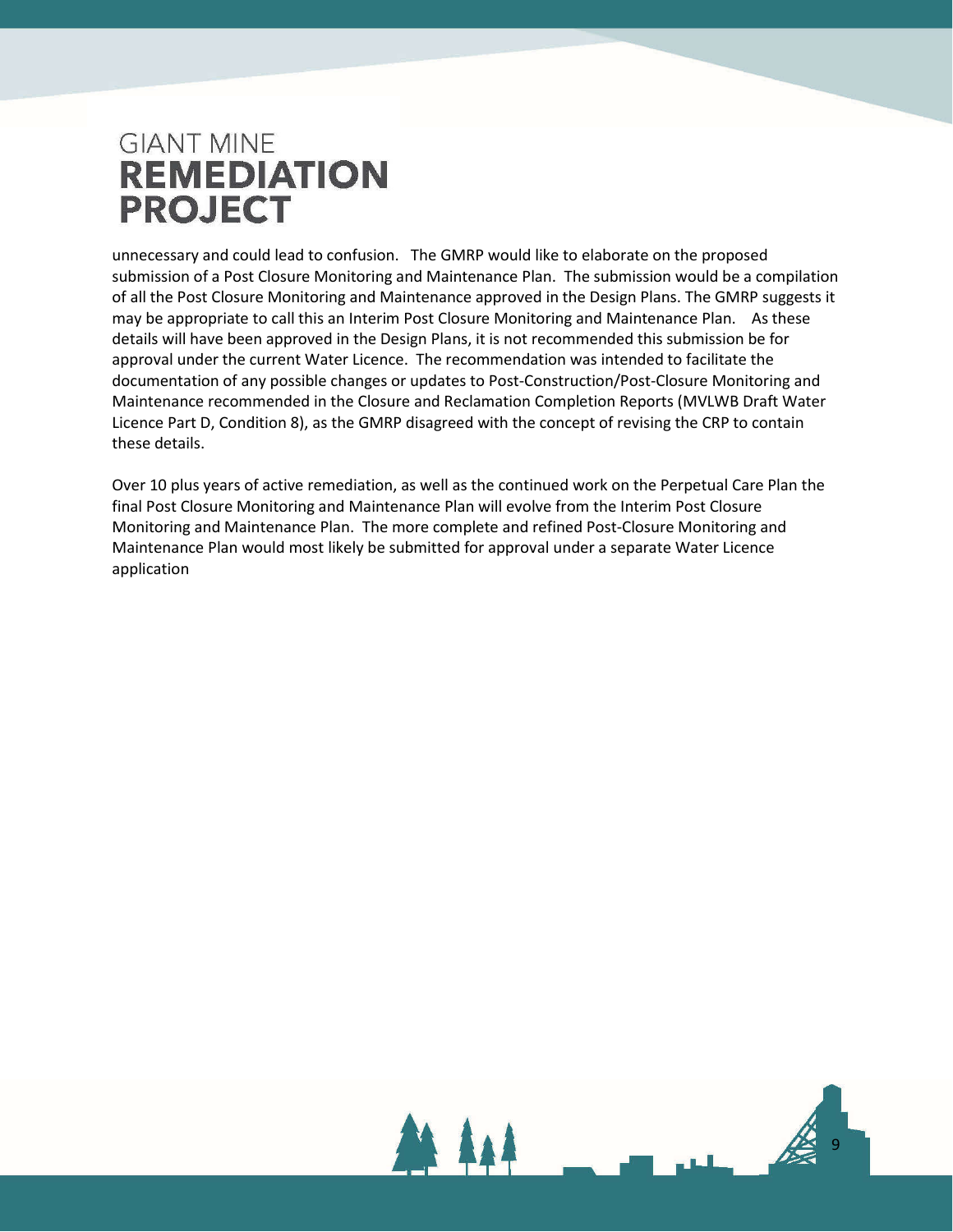unnecessary and could lead to confusion. The GMRP would like to elaborate on the proposed submission of a Post Closure Monitoring and Maintenance Plan. The submission would be a compilation of all the Post Closure Monitoring and Maintenance approved in the Design Plans. The GMRP suggests it may be appropriate to call this an Interim Post Closure Monitoring and Maintenance Plan. As these details will have been approved in the Design Plans, it is not recommended this submission be for approval under the current Water Licence. The recommendation was intended to facilitate the documentation of any possible changes or updates to Post-Construction/Post-Closure Monitoring and Maintenance recommended in the Closure and Reclamation Completion Reports (MVLWB Draft Water Licence Part D, Condition 8), as the GMRP disagreed with the concept of revising the CRP to contain these details.

Over 10 plus years of active remediation, as well as the continued work on the Perpetual Care Plan the final Post Closure Monitoring and Maintenance Plan will evolve from the Interim Post Closure Monitoring and Maintenance Plan. The more complete and refined Post-Closure Monitoring and Maintenance Plan would most likely be submitted for approval under a separate Water Licence application